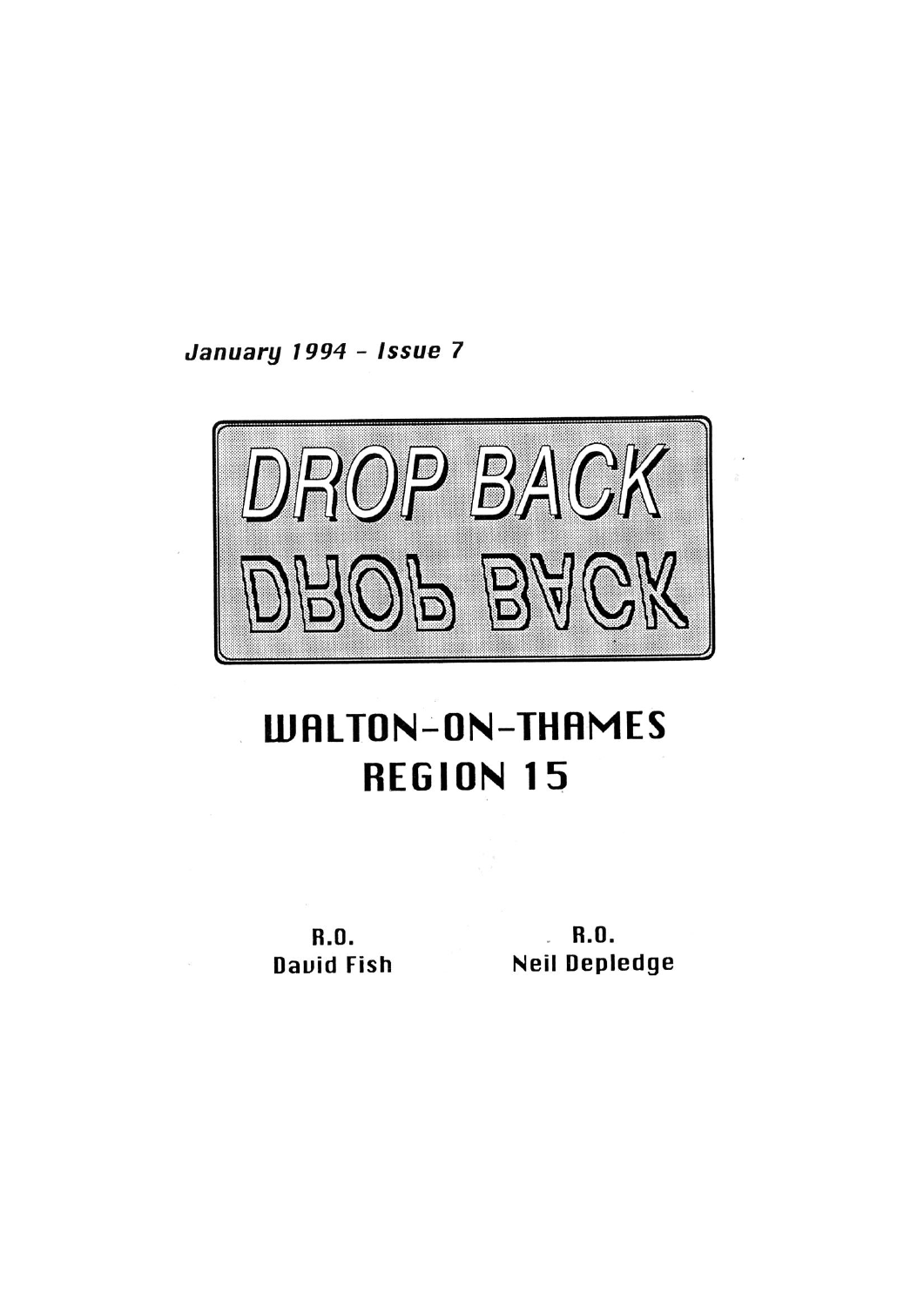*January 1994 - Issue 7*

# DROP BACK

DROP BACK

## WALTON-ON-THAMES
## REGION 15

R.O.
David Fish

R.O.
Neil Depledge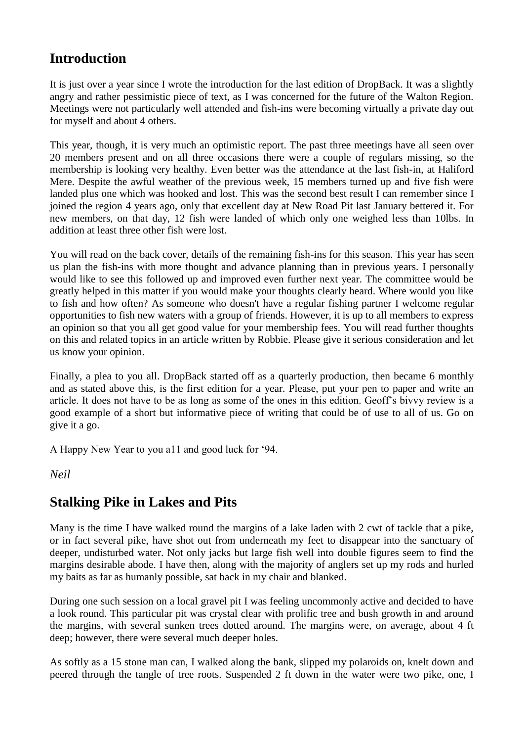## Introduction

It is just over a year since I wrote the introduction for the last edition of DropBack. It was a slightly angry and rather pessimistic piece of text, as I was concerned for the future of the Walton Region. Meetings were not particularly well attended and fish-ins were becoming virtually a private day out for myself and about 4 others.

This year, though, it is very much an optimistic report. The past three meetings have all seen over 20 members present and on all three occasions there were a couple of regulars missing, so the membership is looking very healthy. Even better was the attendance at the last fish-in, at Haliford Mere. Despite the awful weather of the previous week, 15 members turned up and five fish were landed plus one which was hooked and lost. This was the second best result I can remember since I joined the region 4 years ago, only that excellent day at New Road Pit last January bettered it. For new members, on that day, 12 fish were landed of which only one weighed less than 10lbs. In addition at least three other fish were lost.

You will read on the back cover, details of the remaining fish-ins for this season. This year has seen us plan the fish-ins with more thought and advance planning than in previous years. I personally would like to see this followed up and improved even further next year. The committee would be greatly helped in this matter if you would make your thoughts clearly heard. Where would you like to fish and how often? As someone who doesn't have a regular fishing partner I welcome regular opportunities to fish new waters with a group of friends. However, it is up to all members to express an opinion so that you all get good value for your membership fees. You will read further thoughts on this and related topics in an article written by Robbie. Please give it serious consideration and let us know your opinion.

Finally, a plea to you all. DropBack started off as a quarterly production, then became 6 monthly and as stated above this, is the first edition for a year. Please, put your pen to paper and write an article. It does not have to be as long as some of the ones in this edition. Geoff's bivvy review is a good example of a short but informative piece of writing that could be of use to all of us. Go on give it a go.

A Happy New Year to you a11 and good luck for '94.

*Neil*

## Stalking Pike in Lakes and Pits

Many is the time I have walked round the margins of a lake laden with 2 cwt of tackle that a pike, or in fact several pike, have shot out from underneath my feet to disappear into the sanctuary of deeper, undisturbed water. Not only jacks but large fish well into double figures seem to find the margins desirable abode. I have then, along with the majority of anglers set up my rods and hurled my baits as far as humanly possible, sat back in my chair and blanked.

During one such session on a local gravel pit I was feeling uncommonly active and decided to have a look round. This particular pit was crystal clear with prolific tree and bush growth in and around the margins, with several sunken trees dotted around. The margins were, on average, about 4 ft deep; however, there were several much deeper holes.

As softly as a 15 stone man can, I walked along the bank, slipped my polaroids on, knelt down and peered through the tangle of tree roots. Suspended 2 ft down in the water were two pike, one, I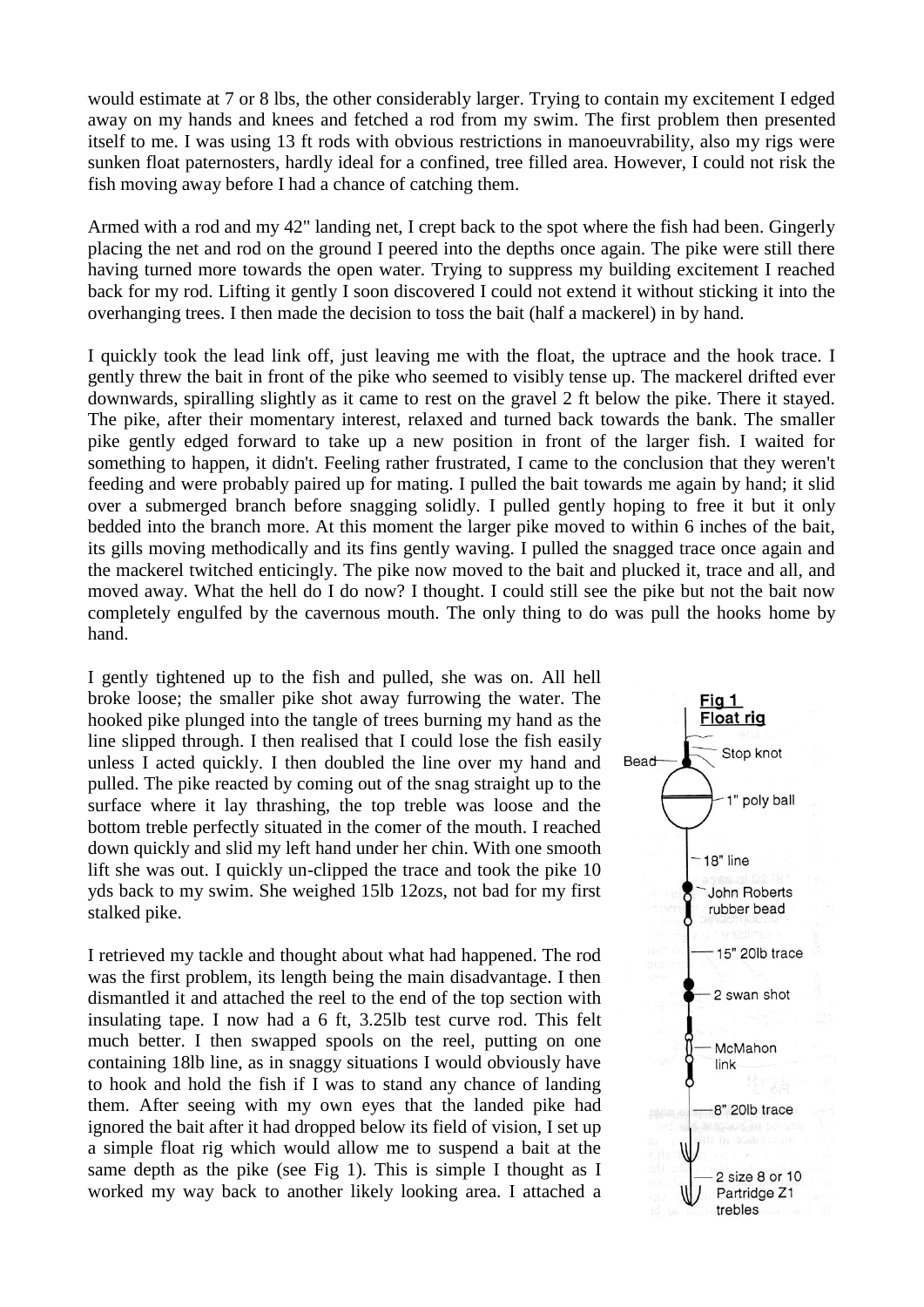would estimate at 7 or 8 lbs, the other considerably larger. Trying to contain my excitement I edged away on my hands and knees and fetched a rod from my swim. The first problem then presented itself to me. I was using 13 ft rods with obvious restrictions in manoeuvrability, also my rigs were sunken float paternosters, hardly ideal for a confined, tree filled area. However, I could not risk the fish moving away before I had a chance of catching them.

Armed with a rod and my 42" landing net, I crept back to the spot where the fish had been. Gingerly placing the net and rod on the ground I peered into the depths once again. The pike were still there having turned more towards the open water. Trying to suppress my building excitement I reached back for my rod. Lifting it gently I soon discovered I could not extend it without sticking it into the overhanging trees. I then made the decision to toss the bait (half a mackerel) in by hand.

I quickly took the lead link off, just leaving me with the float, the uptrace and the hook trace. I gently threw the bait in front of the pike who seemed to visibly tense up. The mackerel drifted ever downwards, spiralling slightly as it came to rest on the gravel 2 ft below the pike. There it stayed. The pike, after their momentary interest, relaxed and turned back towards the bank. The smaller pike gently edged forward to take up a new position in front of the larger fish. I waited for something to happen, it didn't. Feeling rather frustrated, I came to the conclusion that they weren't feeding and were probably paired up for mating. I pulled the bait towards me again by hand; it slid over a submerged branch before snagging solidly. I pulled gently hoping to free it but it only bedded into the branch more. At this moment the larger pike moved to within 6 inches of the bait, its gills moving methodically and its fins gently waving. I pulled the snagged trace once again and the mackerel twitched enticingly. The pike now moved to the bait and plucked it, trace and all, and moved away. What the hell do I do now? I thought. I could still see the pike but not the bait now completely engulfed by the cavernous mouth. The only thing to do was pull the hooks home by hand.

I gently tightened up to the fish and pulled, she was on. All hell broke loose; the smaller pike shot away furrowing the water. The hooked pike plunged into the tangle of trees burning my hand as the line slipped through. I then realised that I could lose the fish easily unless I acted quickly. I then doubled the line over my hand and pulled. The pike reacted by coming out of the snag straight up to the surface where it lay thrashing, the top treble was loose and the bottom treble perfectly situated in the comer of the mouth. I reached down quickly and slid my left hand under her chin. With one smooth lift she was out. I quickly un-clipped the trace and took the pike 10 yds back to my swim. She weighed 15lb 12ozs, not bad for my first stalked pike.

I retrieved my tackle and thought about what had happened. The rod was the first problem, its length being the main disadvantage. I then dismantled it and attached the reel to the end of the top section with insulating tape. I now had a 6 ft, 3.25lb test curve rod. This felt much better. I then swapped spools on the reel, putting on one containing 18lb line, as in snaggy situations I would obviously have to hook and hold the fish if I was to stand any chance of landing them. After seeing with my own eyes that the landed pike had ignored the bait after it had dropped below its field of vision, I set up a simple float rig which would allow me to suspend a bait at the same depth as the pike (see Fig 1). This is simple I thought as I worked my way back to another likely looking area. I attached a

**Fig 1**
**Float rig**

Bead — Stop knot — 1" poly ball — 18" line — John Roberts rubber bead — 15" 20lb trace — 2 swan shot — McMahon link — 8" 20lb trace — 2 size 8 or 10 Partridge Z1 trebles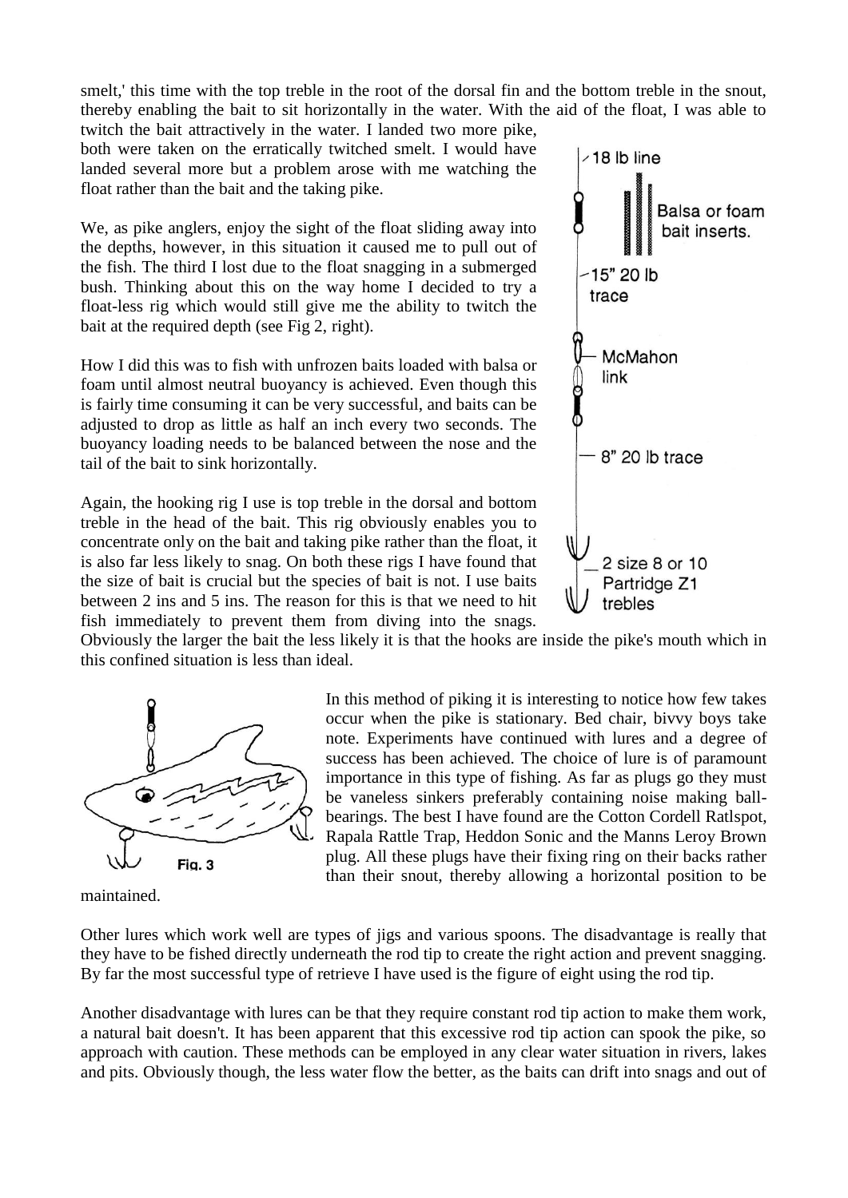smelt,' this time with the top treble in the root of the dorsal fin and the bottom treble in the snout, thereby enabling the bait to sit horizontally in the water. With the aid of the float, I was able to twitch the bait attractively in the water. I landed two more pike, both were taken on the erratically twitched smelt. I would have landed several more but a problem arose with me watching the float rather than the bait and the taking pike.

We, as pike anglers, enjoy the sight of the float sliding away into the depths, however, in this situation it caused me to pull out of the fish. The third I lost due to the float snagging in a submerged bush. Thinking about this on the way home I decided to try a float-less rig which would still give me the ability to twitch the bait at the required depth (see Fig 2, right).

18 lb line

Balsa or foam bait inserts.

15" 20 lb trace

McMahon link

8" 20 lb trace

2 size 8 or 10 Partridge Z1 trebles

How I did this was to fish with unfrozen baits loaded with balsa or foam until almost neutral buoyancy is achieved. Even though this is fairly time consuming it can be very successful, and baits can be adjusted to drop as little as half an inch every two seconds. The buoyancy loading needs to be balanced between the nose and the tail of the bait to sink horizontally.

Again, the hooking rig I use is top treble in the dorsal and bottom treble in the head of the bait. This rig obviously enables you to concentrate only on the bait and taking pike rather than the float, it is also far less likely to snag. On both these rigs I have found that the size of bait is crucial but the species of bait is not. I use baits between 2 ins and 5 ins. The reason for this is that we need to hit fish immediately to prevent them from diving into the snags. Obviously the larger the bait the less likely it is that the hooks are inside the pike's mouth which in this confined situation is less than ideal.

Fig. 3

In this method of piking it is interesting to notice how few takes occur when the pike is stationary. Bed chair, bivvy boys take note. Experiments have continued with lures and a degree of success has been achieved. The choice of lure is of paramount importance in this type of fishing. As far as plugs go they must be vaneless sinkers preferably containing noise making ball-bearings. The best I have found are the Cotton Cordell Ratlspot, Rapala Rattle Trap, Heddon Sonic and the Manns Leroy Brown plug. All these plugs have their fixing ring on their backs rather than their snout, thereby allowing a horizontal position to be maintained.

Other lures which work well are types of jigs and various spoons. The disadvantage is really that they have to be fished directly underneath the rod tip to create the right action and prevent snagging. By far the most successful type of retrieve I have used is the figure of eight using the rod tip.

Another disadvantage with lures can be that they require constant rod tip action to make them work, a natural bait doesn't. It has been apparent that this excessive rod tip action can spook the pike, so approach with caution. These methods can be employed in any clear water situation in rivers, lakes and pits. Obviously though, the less water flow the better, as the baits can drift into snags and out of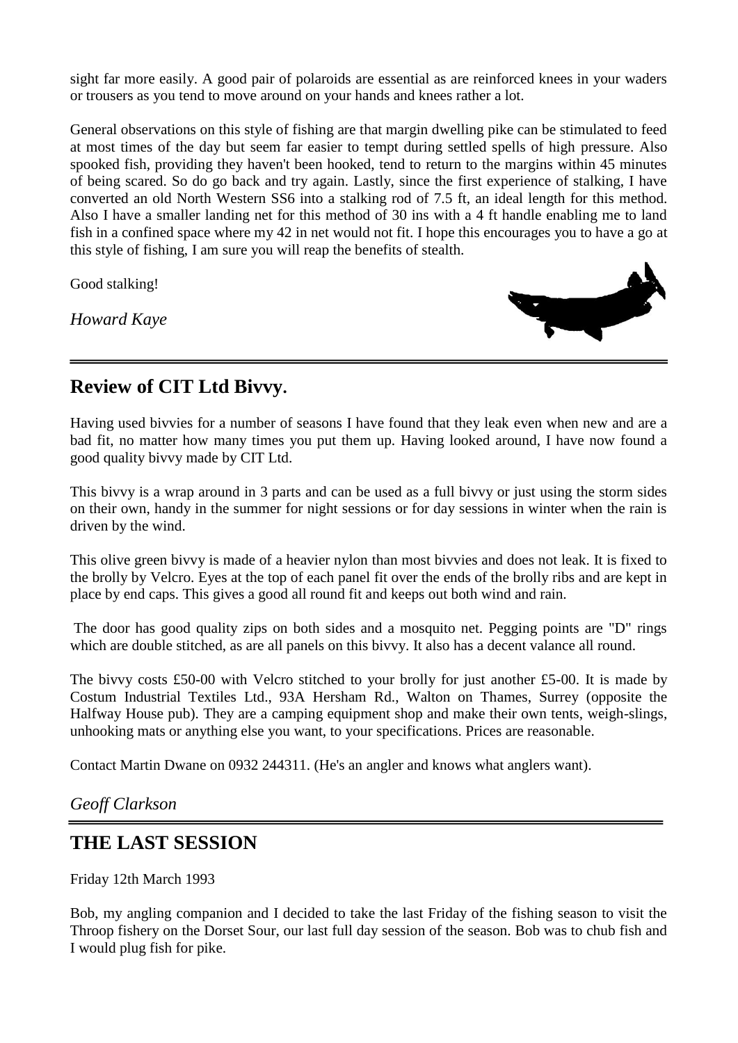sight far more easily. A good pair of polaroids are essential as are reinforced knees in your waders or trousers as you tend to move around on your hands and knees rather a lot.

General observations on this style of fishing are that margin dwelling pike can be stimulated to feed at most times of the day but seem far easier to tempt during settled spells of high pressure. Also spooked fish, providing they haven't been hooked, tend to return to the margins within 45 minutes of being scared. So do go back and try again. Lastly, since the first experience of stalking, I have converted an old North Western SS6 into a stalking rod of 7.5 ft, an ideal length for this method. Also I have a smaller landing net for this method of 30 ins with a 4 ft handle enabling me to land fish in a confined space where my 42 in net would not fit. I hope this encourages you to have a go at this style of fishing, I am sure you will reap the benefits of stealth.

Good stalking!

*Howard Kaye*

---

## Review of CIT Ltd Bivvy.

Having used bivvies for a number of seasons I have found that they leak even when new and are a bad fit, no matter how many times you put them up. Having looked around, I have now found a good quality bivvy made by CIT Ltd.

This bivvy is a wrap around in 3 parts and can be used as a full bivvy or just using the storm sides on their own, handy in the summer for night sessions or for day sessions in winter when the rain is driven by the wind.

This olive green bivvy is made of a heavier nylon than most bivvies and does not leak. It is fixed to the brolly by Velcro. Eyes at the top of each panel fit over the ends of the brolly ribs and are kept in place by end caps. This gives a good all round fit and keeps out both wind and rain.

The door has good quality zips on both sides and a mosquito net. Pegging points are "D" rings which are double stitched, as are all panels on this bivvy. It also has a decent valance all round.

The bivvy costs £50-00 with Velcro stitched to your brolly for just another £5-00. It is made by Costum Industrial Textiles Ltd., 93A Hersham Rd., Walton on Thames, Surrey (opposite the Halfway House pub). They are a camping equipment shop and make their own tents, weigh-slings, unhooking mats or anything else you want, to your specifications. Prices are reasonable.

Contact Martin Dwane on 0932 244311. (He's an angler and knows what anglers want).

*Geoff Clarkson*

---

## THE LAST SESSION

Friday 12th March 1993

Bob, my angling companion and I decided to take the last Friday of the fishing season to visit the Throop fishery on the Dorset Sour, our last full day session of the season. Bob was to chub fish and I would plug fish for pike.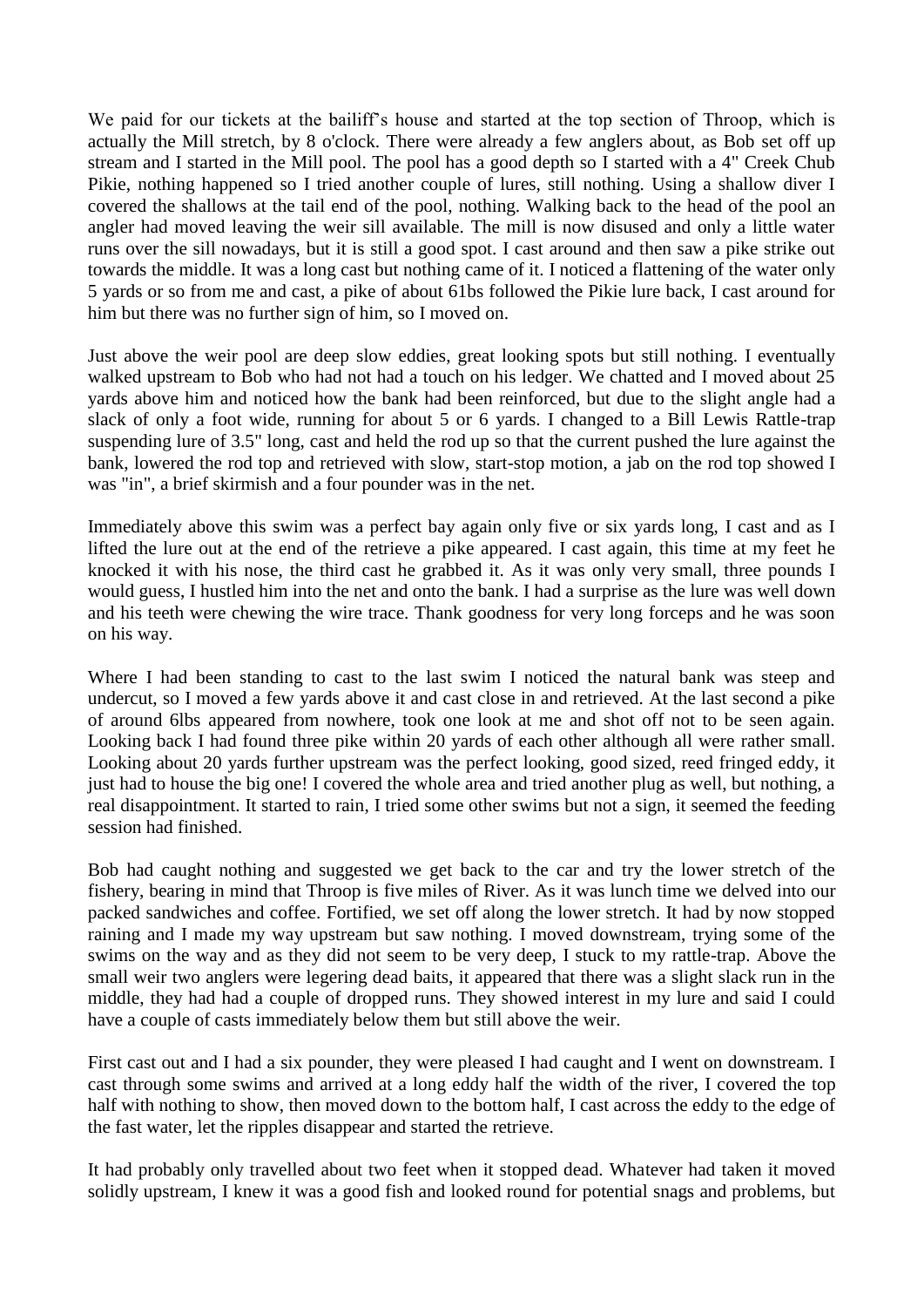We paid for our tickets at the bailiff's house and started at the top section of Throop, which is actually the Mill stretch, by 8 o'clock. There were already a few anglers about, as Bob set off up stream and I started in the Mill pool. The pool has a good depth so I started with a 4" Creek Chub Pikie, nothing happened so I tried another couple of lures, still nothing. Using a shallow diver I covered the shallows at the tail end of the pool, nothing. Walking back to the head of the pool an angler had moved leaving the weir sill available. The mill is now disused and only a little water runs over the sill nowadays, but it is still a good spot. I cast around and then saw a pike strike out towards the middle. It was a long cast but nothing came of it. I noticed a flattening of the water only 5 yards or so from me and cast, a pike of about 61bs followed the Pikie lure back, I cast around for him but there was no further sign of him, so I moved on.

Just above the weir pool are deep slow eddies, great looking spots but still nothing. I eventually walked upstream to Bob who had not had a touch on his ledger. We chatted and I moved about 25 yards above him and noticed how the bank had been reinforced, but due to the slight angle had a slack of only a foot wide, running for about 5 or 6 yards. I changed to a Bill Lewis Rattle-trap suspending lure of 3.5" long, cast and held the rod up so that the current pushed the lure against the bank, lowered the rod top and retrieved with slow, start-stop motion, a jab on the rod top showed I was "in", a brief skirmish and a four pounder was in the net.

Immediately above this swim was a perfect bay again only five or six yards long, I cast and as I lifted the lure out at the end of the retrieve a pike appeared. I cast again, this time at my feet he knocked it with his nose, the third cast he grabbed it. As it was only very small, three pounds I would guess, I hustled him into the net and onto the bank. I had a surprise as the lure was well down and his teeth were chewing the wire trace. Thank goodness for very long forceps and he was soon on his way.

Where I had been standing to cast to the last swim I noticed the natural bank was steep and undercut, so I moved a few yards above it and cast close in and retrieved. At the last second a pike of around 6lbs appeared from nowhere, took one look at me and shot off not to be seen again. Looking back I had found three pike within 20 yards of each other although all were rather small. Looking about 20 yards further upstream was the perfect looking, good sized, reed fringed eddy, it just had to house the big one! I covered the whole area and tried another plug as well, but nothing, a real disappointment. It started to rain, I tried some other swims but not a sign, it seemed the feeding session had finished.

Bob had caught nothing and suggested we get back to the car and try the lower stretch of the fishery, bearing in mind that Throop is five miles of River. As it was lunch time we delved into our packed sandwiches and coffee. Fortified, we set off along the lower stretch. It had by now stopped raining and I made my way upstream but saw nothing. I moved downstream, trying some of the swims on the way and as they did not seem to be very deep, I stuck to my rattle-trap. Above the small weir two anglers were legering dead baits, it appeared that there was a slight slack run in the middle, they had had a couple of dropped runs. They showed interest in my lure and said I could have a couple of casts immediately below them but still above the weir.

First cast out and I had a six pounder, they were pleased I had caught and I went on downstream. I cast through some swims and arrived at a long eddy half the width of the river, I covered the top half with nothing to show, then moved down to the bottom half, I cast across the eddy to the edge of the fast water, let the ripples disappear and started the retrieve.

It had probably only travelled about two feet when it stopped dead. Whatever had taken it moved solidly upstream, I knew it was a good fish and looked round for potential snags and problems, but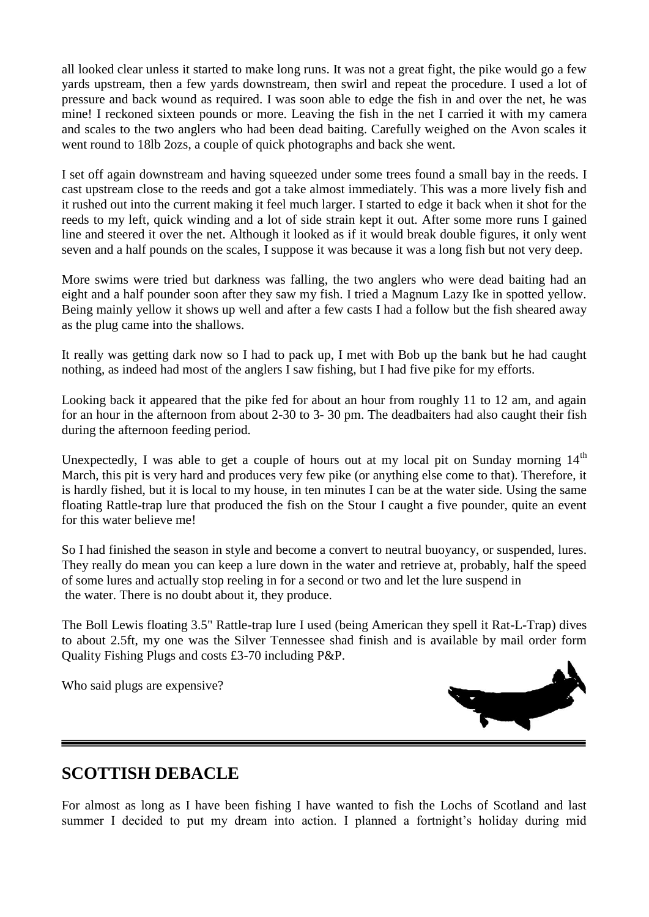all looked clear unless it started to make long runs. It was not a great fight, the pike would go a few yards upstream, then a few yards downstream, then swirl and repeat the procedure. I used a lot of pressure and back wound as required. I was soon able to edge the fish in and over the net, he was mine! I reckoned sixteen pounds or more. Leaving the fish in the net I carried it with my camera and scales to the two anglers who had been dead baiting. Carefully weighed on the Avon scales it went round to 18lb 2ozs, a couple of quick photographs and back she went.

I set off again downstream and having squeezed under some trees found a small bay in the reeds. I cast upstream close to the reeds and got a take almost immediately. This was a more lively fish and it rushed out into the current making it feel much larger. I started to edge it back when it shot for the reeds to my left, quick winding and a lot of side strain kept it out. After some more runs I gained line and steered it over the net. Although it looked as if it would break double figures, it only went seven and a half pounds on the scales, I suppose it was because it was a long fish but not very deep.

More swims were tried but darkness was falling, the two anglers who were dead baiting had an eight and a half pounder soon after they saw my fish. I tried a Magnum Lazy Ike in spotted yellow. Being mainly yellow it shows up well and after a few casts I had a follow but the fish sheared away as the plug came into the shallows.

It really was getting dark now so I had to pack up, I met with Bob up the bank but he had caught nothing, as indeed had most of the anglers I saw fishing, but I had five pike for my efforts.

Looking back it appeared that the pike fed for about an hour from roughly 11 to 12 am, and again for an hour in the afternoon from about 2-30 to 3- 30 pm. The deadbaiters had also caught their fish during the afternoon feeding period.

Unexpectedly, I was able to get a couple of hours out at my local pit on Sunday morning 14th March, this pit is very hard and produces very few pike (or anything else come to that). Therefore, it is hardly fished, but it is local to my house, in ten minutes I can be at the water side. Using the same floating Rattle-trap lure that produced the fish on the Stour I caught a five pounder, quite an event for this water believe me!

So I had finished the season in style and become a convert to neutral buoyancy, or suspended, lures. They really do mean you can keep a lure down in the water and retrieve at, probably, half the speed of some lures and actually stop reeling in for a second or two and let the lure suspend in the water. There is no doubt about it, they produce.

The Boll Lewis floating 3.5" Rattle-trap lure I used (being American they spell it Rat-L-Trap) dives to about 2.5ft, my one was the Silver Tennessee shad finish and is available by mail order form Quality Fishing Plugs and costs £3-70 including P&P.

Who said plugs are expensive?

---

## SCOTTISH DEBACLE

For almost as long as I have been fishing I have wanted to fish the Lochs of Scotland and last summer I decided to put my dream into action. I planned a fortnight's holiday during mid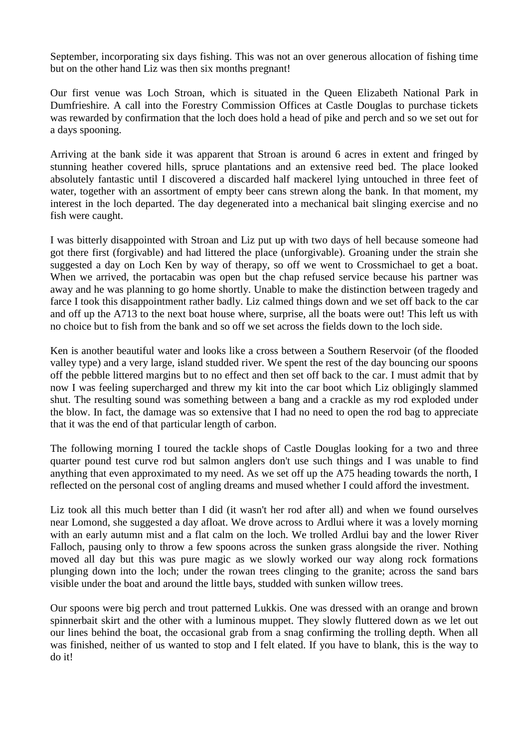September, incorporating six days fishing. This was not an over generous allocation of fishing time but on the other hand Liz was then six months pregnant!

Our first venue was Loch Stroan, which is situated in the Queen Elizabeth National Park in Dumfrieshire. A call into the Forestry Commission Offices at Castle Douglas to purchase tickets was rewarded by confirmation that the loch does hold a head of pike and perch and so we set out for a days spooning.

Arriving at the bank side it was apparent that Stroan is around 6 acres in extent and fringed by stunning heather covered hills, spruce plantations and an extensive reed bed. The place looked absolutely fantastic until I discovered a discarded half mackerel lying untouched in three feet of water, together with an assortment of empty beer cans strewn along the bank. In that moment, my interest in the loch departed. The day degenerated into a mechanical bait slinging exercise and no fish were caught.

I was bitterly disappointed with Stroan and Liz put up with two days of hell because someone had got there first (forgivable) and had littered the place (unforgivable). Groaning under the strain she suggested a day on Loch Ken by way of therapy, so off we went to Crossmichael to get a boat. When we arrived, the portacabin was open but the chap refused service because his partner was away and he was planning to go home shortly. Unable to make the distinction between tragedy and farce I took this disappointment rather badly. Liz calmed things down and we set off back to the car and off up the A713 to the next boat house where, surprise, all the boats were out! This left us with no choice but to fish from the bank and so off we set across the fields down to the loch side.

Ken is another beautiful water and looks like a cross between a Southern Reservoir (of the flooded valley type) and a very large, island studded river. We spent the rest of the day bouncing our spoons off the pebble littered margins but to no effect and then set off back to the car. I must admit that by now I was feeling supercharged and threw my kit into the car boot which Liz obligingly slammed shut. The resulting sound was something between a bang and a crackle as my rod exploded under the blow. In fact, the damage was so extensive that I had no need to open the rod bag to appreciate that it was the end of that particular length of carbon.

The following morning I toured the tackle shops of Castle Douglas looking for a two and three quarter pound test curve rod but salmon anglers don't use such things and I was unable to find anything that even approximated to my need. As we set off up the A75 heading towards the north, I reflected on the personal cost of angling dreams and mused whether I could afford the investment.

Liz took all this much better than I did (it wasn't her rod after all) and when we found ourselves near Lomond, she suggested a day afloat. We drove across to Ardlui where it was a lovely morning with an early autumn mist and a flat calm on the loch. We trolled Ardlui bay and the lower River Falloch, pausing only to throw a few spoons across the sunken grass alongside the river. Nothing moved all day but this was pure magic as we slowly worked our way along rock formations plunging down into the loch; under the rowan trees clinging to the granite; across the sand bars visible under the boat and around the little bays, studded with sunken willow trees.

Our spoons were big perch and trout patterned Lukkis. One was dressed with an orange and brown spinnerbait skirt and the other with a luminous muppet. They slowly fluttered down as we let out our lines behind the boat, the occasional grab from a snag confirming the trolling depth. When all was finished, neither of us wanted to stop and I felt elated. If you have to blank, this is the way to do it!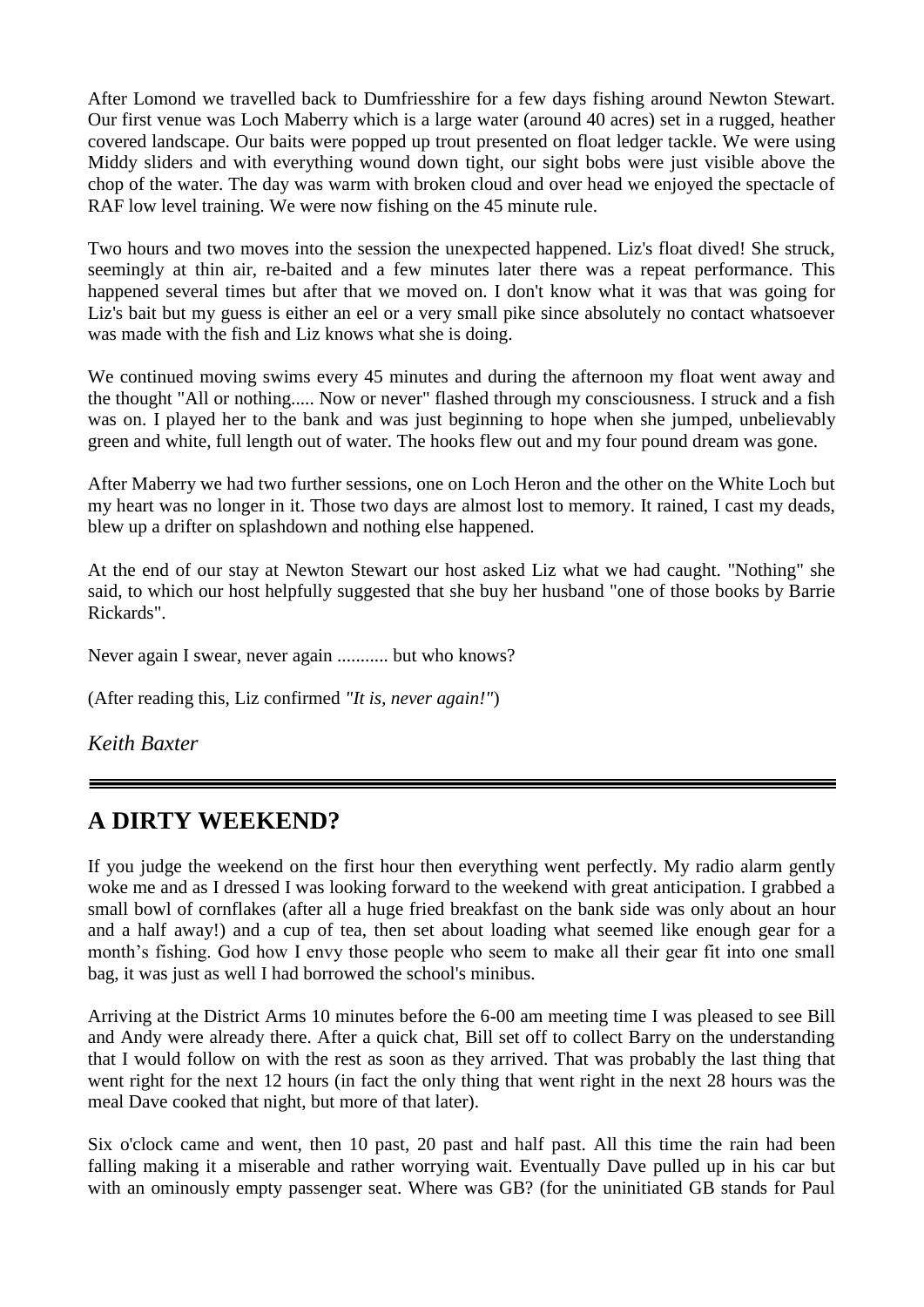After Lomond we travelled back to Dumfriesshire for a few days fishing around Newton Stewart. Our first venue was Loch Maberry which is a large water (around 40 acres) set in a rugged, heather covered landscape. Our baits were popped up trout presented on float ledger tackle. We were using Middy sliders and with everything wound down tight, our sight bobs were just visible above the chop of the water. The day was warm with broken cloud and over head we enjoyed the spectacle of RAF low level training. We were now fishing on the 45 minute rule.

Two hours and two moves into the session the unexpected happened. Liz's float dived! She struck, seemingly at thin air, re-baited and a few minutes later there was a repeat performance. This happened several times but after that we moved on. I don't know what it was that was going for Liz's bait but my guess is either an eel or a very small pike since absolutely no contact whatsoever was made with the fish and Liz knows what she is doing.

We continued moving swims every 45 minutes and during the afternoon my float went away and the thought "All or nothing..... Now or never" flashed through my consciousness. I struck and a fish was on. I played her to the bank and was just beginning to hope when she jumped, unbelievably green and white, full length out of water. The hooks flew out and my four pound dream was gone.

After Maberry we had two further sessions, one on Loch Heron and the other on the White Loch but my heart was no longer in it. Those two days are almost lost to memory. It rained, I cast my deads, blew up a drifter on splashdown and nothing else happened.

At the end of our stay at Newton Stewart our host asked Liz what we had caught. "Nothing" she said, to which our host helpfully suggested that she buy her husband "one of those books by Barrie Rickards".

Never again I swear, never again ........... but who knows?

(After reading this, Liz confirmed *"It is, never again!"*)

*Keith Baxter*

---

## A DIRTY WEEKEND?

If you judge the weekend on the first hour then everything went perfectly. My radio alarm gently woke me and as I dressed I was looking forward to the weekend with great anticipation. I grabbed a small bowl of cornflakes (after all a huge fried breakfast on the bank side was only about an hour and a half away!) and a cup of tea, then set about loading what seemed like enough gear for a month's fishing. God how I envy those people who seem to make all their gear fit into one small bag, it was just as well I had borrowed the school's minibus.

Arriving at the District Arms 10 minutes before the 6-00 am meeting time I was pleased to see Bill and Andy were already there. After a quick chat, Bill set off to collect Barry on the understanding that I would follow on with the rest as soon as they arrived. That was probably the last thing that went right for the next 12 hours (in fact the only thing that went right in the next 28 hours was the meal Dave cooked that night, but more of that later).

Six o'clock came and went, then 10 past, 20 past and half past. All this time the rain had been falling making it a miserable and rather worrying wait. Eventually Dave pulled up in his car but with an ominously empty passenger seat. Where was GB? (for the uninitiated GB stands for Paul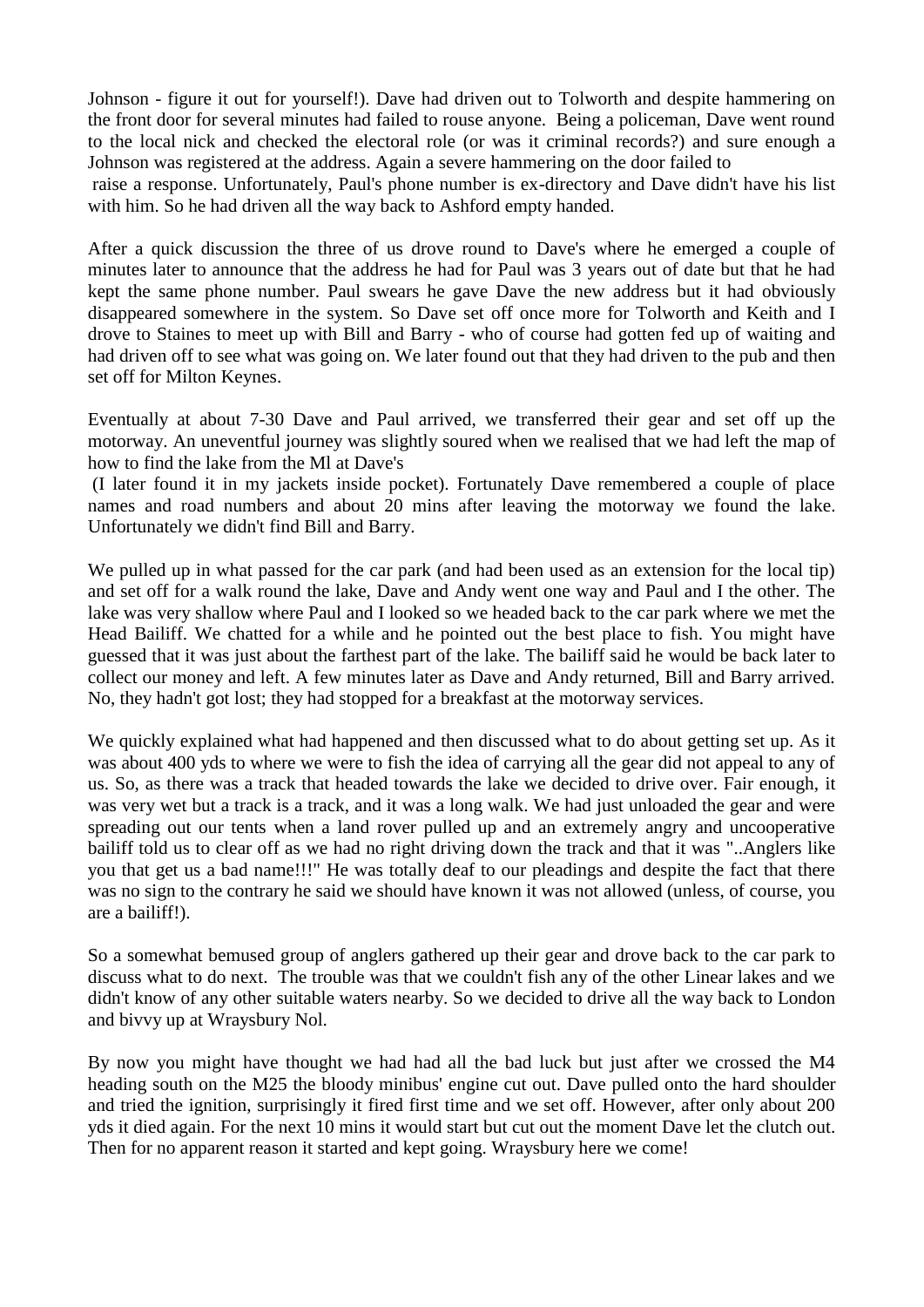Johnson - figure it out for yourself!). Dave had driven out to Tolworth and despite hammering on the front door for several minutes had failed to rouse anyone. Being a policeman, Dave went round to the local nick and checked the electoral role (or was it criminal records?) and sure enough a Johnson was registered at the address. Again a severe hammering on the door failed to raise a response. Unfortunately, Paul's phone number is ex-directory and Dave didn't have his list with him. So he had driven all the way back to Ashford empty handed.

After a quick discussion the three of us drove round to Dave's where he emerged a couple of minutes later to announce that the address he had for Paul was 3 years out of date but that he had kept the same phone number. Paul swears he gave Dave the new address but it had obviously disappeared somewhere in the system. So Dave set off once more for Tolworth and Keith and I drove to Staines to meet up with Bill and Barry - who of course had gotten fed up of waiting and had driven off to see what was going on. We later found out that they had driven to the pub and then set off for Milton Keynes.

Eventually at about 7-30 Dave and Paul arrived, we transferred their gear and set off up the motorway. An uneventful journey was slightly soured when we realised that we had left the map of how to find the lake from the Ml at Dave's (I later found it in my jackets inside pocket). Fortunately Dave remembered a couple of place names and road numbers and about 20 mins after leaving the motorway we found the lake. Unfortunately we didn't find Bill and Barry.

We pulled up in what passed for the car park (and had been used as an extension for the local tip) and set off for a walk round the lake, Dave and Andy went one way and Paul and I the other. The lake was very shallow where Paul and I looked so we headed back to the car park where we met the Head Bailiff. We chatted for a while and he pointed out the best place to fish. You might have guessed that it was just about the farthest part of the lake. The bailiff said he would be back later to collect our money and left. A few minutes later as Dave and Andy returned, Bill and Barry arrived. No, they hadn't got lost; they had stopped for a breakfast at the motorway services.

We quickly explained what had happened and then discussed what to do about getting set up. As it was about 400 yds to where we were to fish the idea of carrying all the gear did not appeal to any of us. So, as there was a track that headed towards the lake we decided to drive over. Fair enough, it was very wet but a track is a track, and it was a long walk. We had just unloaded the gear and were spreading out our tents when a land rover pulled up and an extremely angry and uncooperative bailiff told us to clear off as we had no right driving down the track and that it was "..Anglers like you that get us a bad name!!!" He was totally deaf to our pleadings and despite the fact that there was no sign to the contrary he said we should have known it was not allowed (unless, of course, you are a bailiff!).

So a somewhat bemused group of anglers gathered up their gear and drove back to the car park to discuss what to do next. The trouble was that we couldn't fish any of the other Linear lakes and we didn't know of any other suitable waters nearby. So we decided to drive all the way back to London and bivvy up at Wraysbury Nol.

By now you might have thought we had had all the bad luck but just after we crossed the M4 heading south on the M25 the bloody minibus' engine cut out. Dave pulled onto the hard shoulder and tried the ignition, surprisingly it fired first time and we set off. However, after only about 200 yds it died again. For the next 10 mins it would start but cut out the moment Dave let the clutch out. Then for no apparent reason it started and kept going. Wraysbury here we come!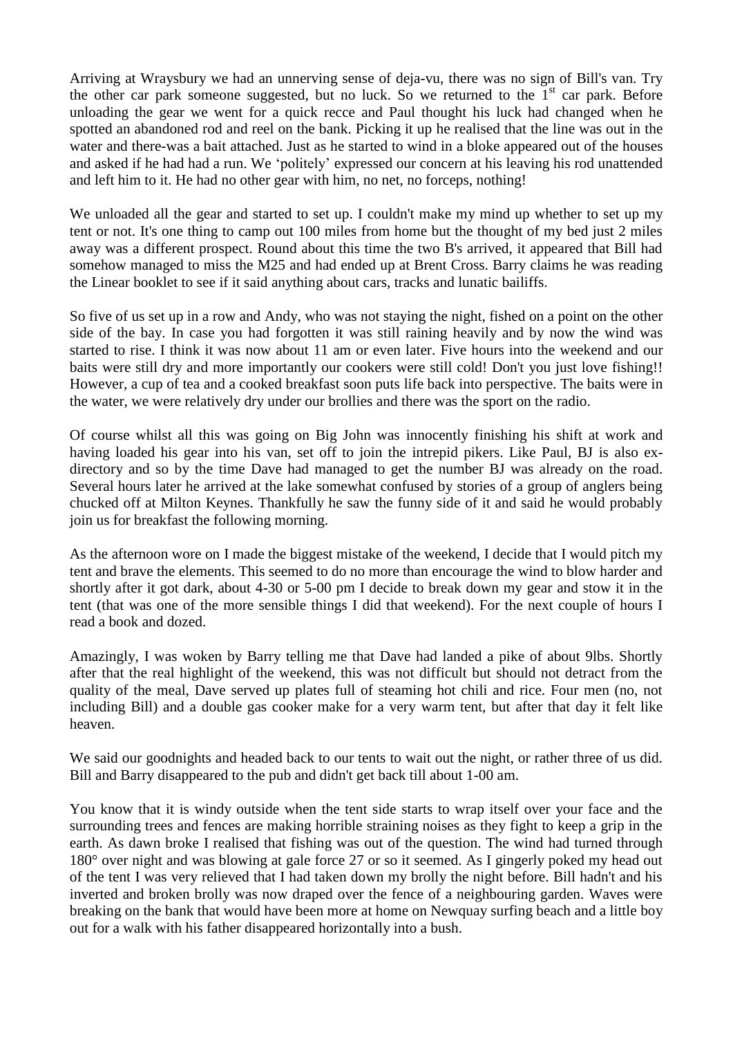Arriving at Wraysbury we had an unnerving sense of deja-vu, there was no sign of Bill's van. Try the other car park someone suggested, but no luck. So we returned to the 1st car park. Before unloading the gear we went for a quick recce and Paul thought his luck had changed when he spotted an abandoned rod and reel on the bank. Picking it up he realised that the line was out in the water and there-was a bait attached. Just as he started to wind in a bloke appeared out of the houses and asked if he had had a run. We 'politely' expressed our concern at his leaving his rod unattended and left him to it. He had no other gear with him, no net, no forceps, nothing!

We unloaded all the gear and started to set up. I couldn't make my mind up whether to set up my tent or not. It's one thing to camp out 100 miles from home but the thought of my bed just 2 miles away was a different prospect. Round about this time the two B's arrived, it appeared that Bill had somehow managed to miss the M25 and had ended up at Brent Cross. Barry claims he was reading the Linear booklet to see if it said anything about cars, tracks and lunatic bailiffs.

So five of us set up in a row and Andy, who was not staying the night, fished on a point on the other side of the bay. In case you had forgotten it was still raining heavily and by now the wind was started to rise. I think it was now about 11 am or even later. Five hours into the weekend and our baits were still dry and more importantly our cookers were still cold! Don't you just love fishing!! However, a cup of tea and a cooked breakfast soon puts life back into perspective. The baits were in the water, we were relatively dry under our brollies and there was the sport on the radio.

Of course whilst all this was going on Big John was innocently finishing his shift at work and having loaded his gear into his van, set off to join the intrepid pikers. Like Paul, BJ is also ex-directory and so by the time Dave had managed to get the number BJ was already on the road. Several hours later he arrived at the lake somewhat confused by stories of a group of anglers being chucked off at Milton Keynes. Thankfully he saw the funny side of it and said he would probably join us for breakfast the following morning.

As the afternoon wore on I made the biggest mistake of the weekend, I decide that I would pitch my tent and brave the elements. This seemed to do no more than encourage the wind to blow harder and shortly after it got dark, about 4-30 or 5-00 pm I decide to break down my gear and stow it in the tent (that was one of the more sensible things I did that weekend). For the next couple of hours I read a book and dozed.

Amazingly, I was woken by Barry telling me that Dave had landed a pike of about 9lbs. Shortly after that the real highlight of the weekend, this was not difficult but should not detract from the quality of the meal, Dave served up plates full of steaming hot chili and rice. Four men (no, not including Bill) and a double gas cooker make for a very warm tent, but after that day it felt like heaven.

We said our goodnights and headed back to our tents to wait out the night, or rather three of us did. Bill and Barry disappeared to the pub and didn't get back till about 1-00 am.

You know that it is windy outside when the tent side starts to wrap itself over your face and the surrounding trees and fences are making horrible straining noises as they fight to keep a grip in the earth. As dawn broke I realised that fishing was out of the question. The wind had turned through 180° over night and was blowing at gale force 27 or so it seemed. As I gingerly poked my head out of the tent I was very relieved that I had taken down my brolly the night before. Bill hadn't and his inverted and broken brolly was now draped over the fence of a neighbouring garden. Waves were breaking on the bank that would have been more at home on Newquay surfing beach and a little boy out for a walk with his father disappeared horizontally into a bush.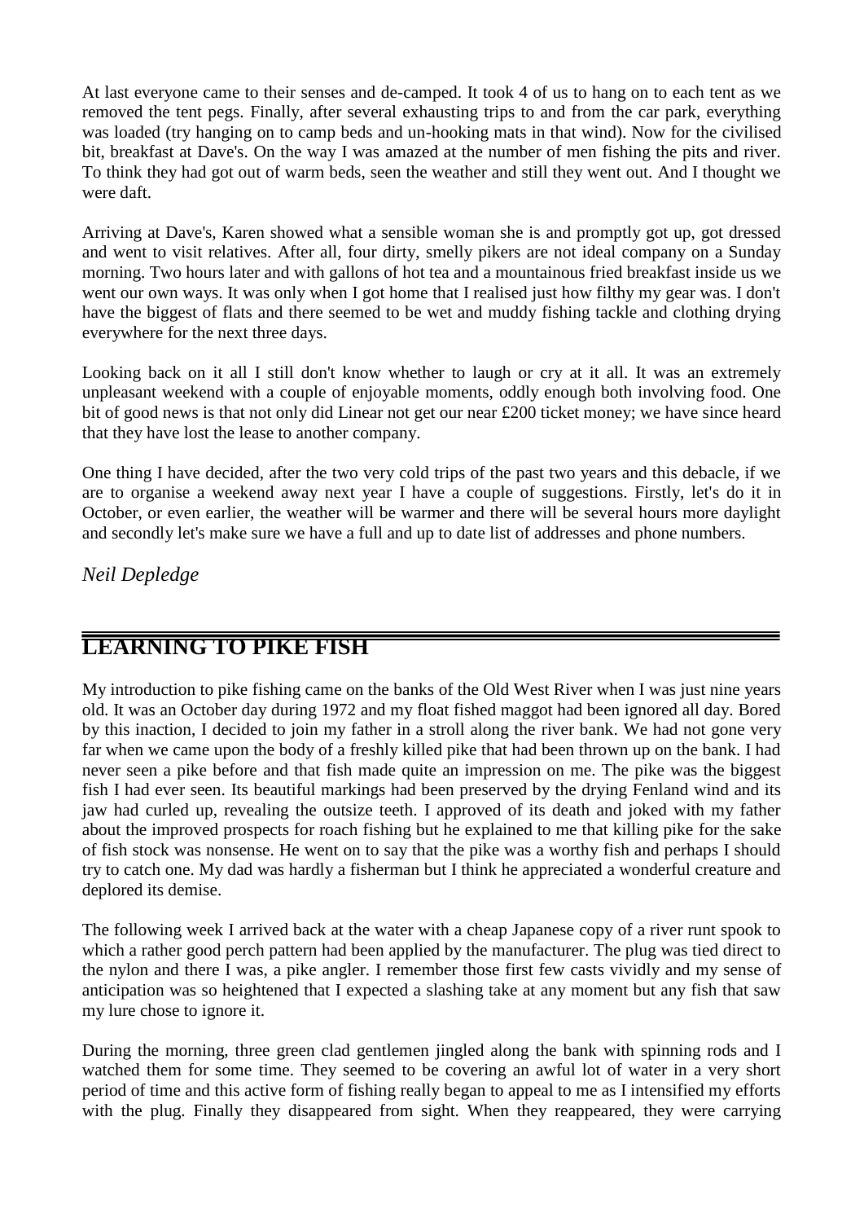At last everyone came to their senses and de-camped. It took 4 of us to hang on to each tent as we removed the tent pegs. Finally, after several exhausting trips to and from the car park, everything was loaded (try hanging on to camp beds and un-hooking mats in that wind). Now for the civilised bit, breakfast at Dave's. On the way I was amazed at the number of men fishing the pits and river. To think they had got out of warm beds, seen the weather and still they went out. And I thought we were daft.

Arriving at Dave's, Karen showed what a sensible woman she is and promptly got up, got dressed and went to visit relatives. After all, four dirty, smelly pikers are not ideal company on a Sunday morning. Two hours later and with gallons of hot tea and a mountainous fried breakfast inside us we went our own ways. It was only when I got home that I realised just how filthy my gear was. I don't have the biggest of flats and there seemed to be wet and muddy fishing tackle and clothing drying everywhere for the next three days.

Looking back on it all I still don't know whether to laugh or cry at it all. It was an extremely unpleasant weekend with a couple of enjoyable moments, oddly enough both involving food. One bit of good news is that not only did Linear not get our near £200 ticket money; we have since heard that they have lost the lease to another company.

One thing I have decided, after the two very cold trips of the past two years and this debacle, if we are to organise a weekend away next year I have a couple of suggestions. Firstly, let's do it in October, or even earlier, the weather will be warmer and there will be several hours more daylight and secondly let's make sure we have a full and up to date list of addresses and phone numbers.

*Neil Depledge*

## LEARNING TO PIKE FISH

My introduction to pike fishing came on the banks of the Old West River when I was just nine years old. It was an October day during 1972 and my float fished maggot had been ignored all day. Bored by this inaction, I decided to join my father in a stroll along the river bank. We had not gone very far when we came upon the body of a freshly killed pike that had been thrown up on the bank. I had never seen a pike before and that fish made quite an impression on me. The pike was the biggest fish I had ever seen. Its beautiful markings had been preserved by the drying Fenland wind and its jaw had curled up, revealing the outsize teeth. I approved of its death and joked with my father about the improved prospects for roach fishing but he explained to me that killing pike for the sake of fish stock was nonsense. He went on to say that the pike was a worthy fish and perhaps I should try to catch one. My dad was hardly a fisherman but I think he appreciated a wonderful creature and deplored its demise.

The following week I arrived back at the water with a cheap Japanese copy of a river runt spook to which a rather good perch pattern had been applied by the manufacturer. The plug was tied direct to the nylon and there I was, a pike angler. I remember those first few casts vividly and my sense of anticipation was so heightened that I expected a slashing take at any moment but any fish that saw my lure chose to ignore it.

During the morning, three green clad gentlemen jingled along the bank with spinning rods and I watched them for some time. They seemed to be covering an awful lot of water in a very short period of time and this active form of fishing really began to appeal to me as I intensified my efforts with the plug. Finally they disappeared from sight. When they reappeared, they were carrying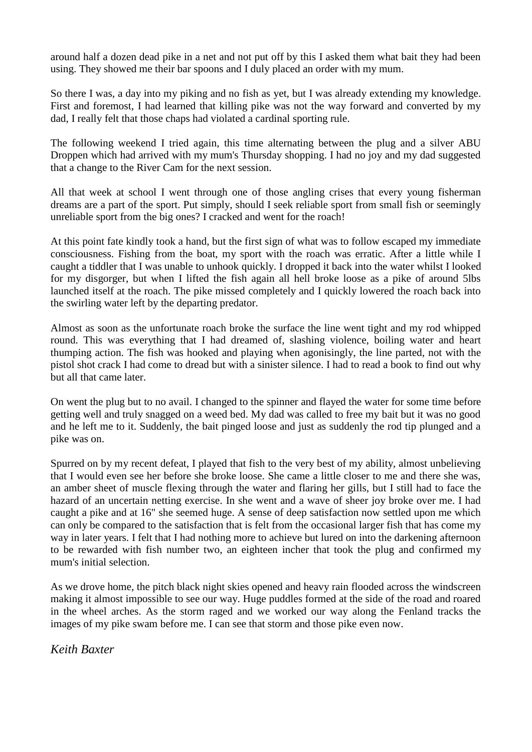around half a dozen dead pike in a net and not put off by this I asked them what bait they had been using. They showed me their bar spoons and I duly placed an order with my mum.

So there I was, a day into my piking and no fish as yet, but I was already extending my knowledge. First and foremost, I had learned that killing pike was not the way forward and converted by my dad, I really felt that those chaps had violated a cardinal sporting rule.

The following weekend I tried again, this time alternating between the plug and a silver ABU Droppen which had arrived with my mum's Thursday shopping. I had no joy and my dad suggested that a change to the River Cam for the next session.

All that week at school I went through one of those angling crises that every young fisherman dreams are a part of the sport. Put simply, should I seek reliable sport from small fish or seemingly unreliable sport from the big ones? I cracked and went for the roach!

At this point fate kindly took a hand, but the first sign of what was to follow escaped my immediate consciousness. Fishing from the boat, my sport with the roach was erratic. After a little while I caught a tiddler that I was unable to unhook quickly. I dropped it back into the water whilst I looked for my disgorger, but when I lifted the fish again all hell broke loose as a pike of around 5lbs launched itself at the roach. The pike missed completely and I quickly lowered the roach back into the swirling water left by the departing predator.

Almost as soon as the unfortunate roach broke the surface the line went tight and my rod whipped round. This was everything that I had dreamed of, slashing violence, boiling water and heart thumping action. The fish was hooked and playing when agonisingly, the line parted, not with the pistol shot crack I had come to dread but with a sinister silence. I had to read a book to find out why but all that came later.

On went the plug but to no avail. I changed to the spinner and flayed the water for some time before getting well and truly snagged on a weed bed. My dad was called to free my bait but it was no good and he left me to it. Suddenly, the bait pinged loose and just as suddenly the rod tip plunged and a pike was on.

Spurred on by my recent defeat, I played that fish to the very best of my ability, almost unbelieving that I would even see her before she broke loose. She came a little closer to me and there she was, an amber sheet of muscle flexing through the water and flaring her gills, but I still had to face the hazard of an uncertain netting exercise. In she went and a wave of sheer joy broke over me. I had caught a pike and at 16" she seemed huge. A sense of deep satisfaction now settled upon me which can only be compared to the satisfaction that is felt from the occasional larger fish that has come my way in later years. I felt that I had nothing more to achieve but lured on into the darkening afternoon to be rewarded with fish number two, an eighteen incher that took the plug and confirmed my mum's initial selection.

As we drove home, the pitch black night skies opened and heavy rain flooded across the windscreen making it almost impossible to see our way. Huge puddles formed at the side of the road and roared in the wheel arches. As the storm raged and we worked our way along the Fenland tracks the images of my pike swam before me. I can see that storm and those pike even now.

*Keith Baxter*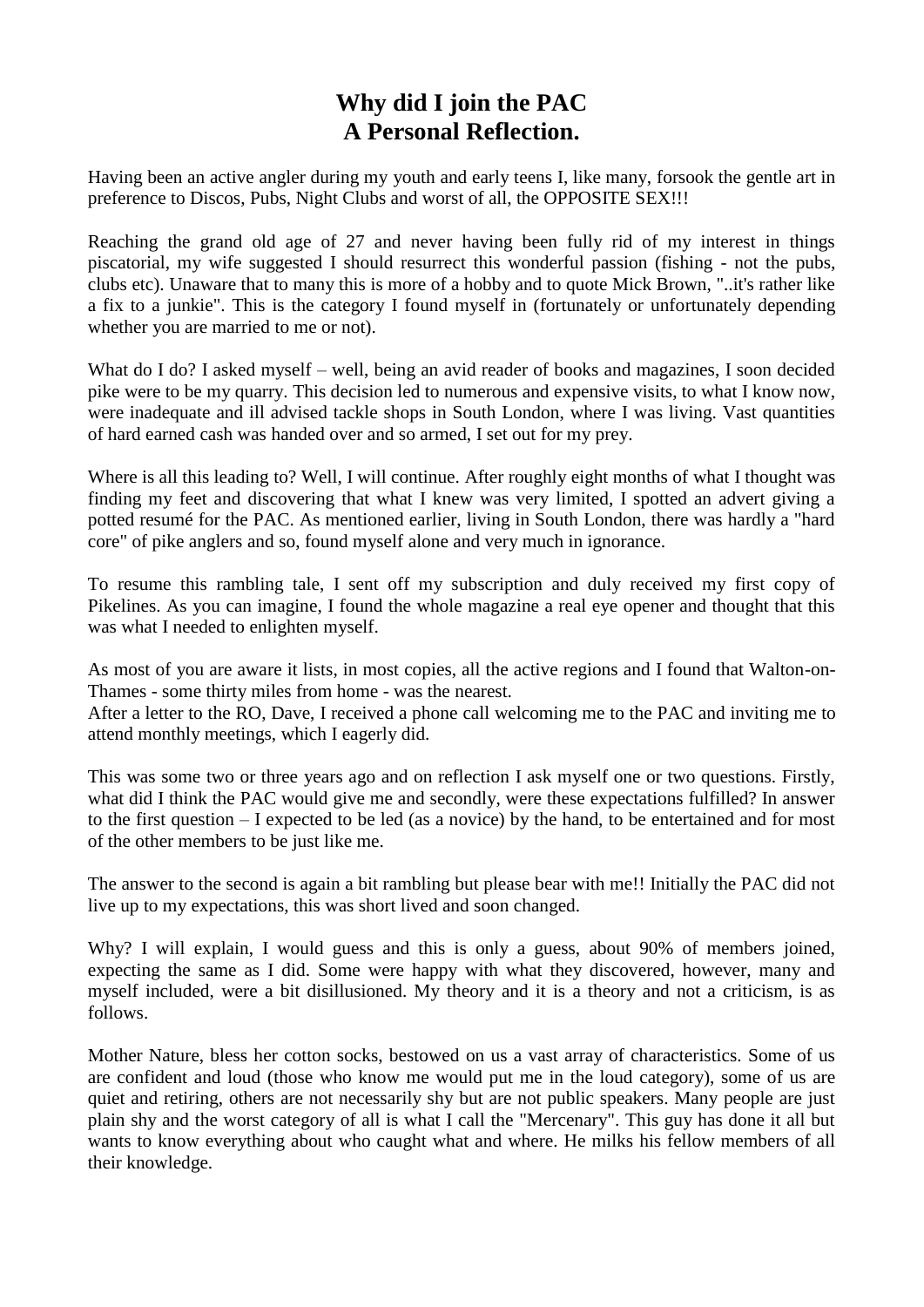# Why did I join the PAC
# A Personal Reflection.

Having been an active angler during my youth and early teens I, like many, forsook the gentle art in preference to Discos, Pubs, Night Clubs and worst of all, the OPPOSITE SEX!!!

Reaching the grand old age of 27 and never having been fully rid of my interest in things piscatorial, my wife suggested I should resurrect this wonderful passion (fishing - not the pubs, clubs etc). Unaware that to many this is more of a hobby and to quote Mick Brown, "..it's rather like a fix to a junkie". This is the category I found myself in (fortunately or unfortunately depending whether you are married to me or not).

What do I do? I asked myself – well, being an avid reader of books and magazines, I soon decided pike were to be my quarry. This decision led to numerous and expensive visits, to what I know now, were inadequate and ill advised tackle shops in South London, where I was living. Vast quantities of hard earned cash was handed over and so armed, I set out for my prey.

Where is all this leading to? Well, I will continue. After roughly eight months of what I thought was finding my feet and discovering that what I knew was very limited, I spotted an advert giving a potted resumé for the PAC. As mentioned earlier, living in South London, there was hardly a "hard core" of pike anglers and so, found myself alone and very much in ignorance.

To resume this rambling tale, I sent off my subscription and duly received my first copy of Pikelines. As you can imagine, I found the whole magazine a real eye opener and thought that this was what I needed to enlighten myself.

As most of you are aware it lists, in most copies, all the active regions and I found that Walton-on-Thames - some thirty miles from home - was the nearest.
After a letter to the RO, Dave, I received a phone call welcoming me to the PAC and inviting me to attend monthly meetings, which I eagerly did.

This was some two or three years ago and on reflection I ask myself one or two questions. Firstly, what did I think the PAC would give me and secondly, were these expectations fulfilled? In answer to the first question – I expected to be led (as a novice) by the hand, to be entertained and for most of the other members to be just like me.

The answer to the second is again a bit rambling but please bear with me!! Initially the PAC did not live up to my expectations, this was short lived and soon changed.

Why? I will explain, I would guess and this is only a guess, about 90% of members joined, expecting the same as I did. Some were happy with what they discovered, however, many and myself included, were a bit disillusioned. My theory and it is a theory and not a criticism, is as follows.

Mother Nature, bless her cotton socks, bestowed on us a vast array of characteristics. Some of us are confident and loud (those who know me would put me in the loud category), some of us are quiet and retiring, others are not necessarily shy but are not public speakers. Many people are just plain shy and the worst category of all is what I call the "Mercenary". This guy has done it all but wants to know everything about who caught what and where. He milks his fellow members of all their knowledge.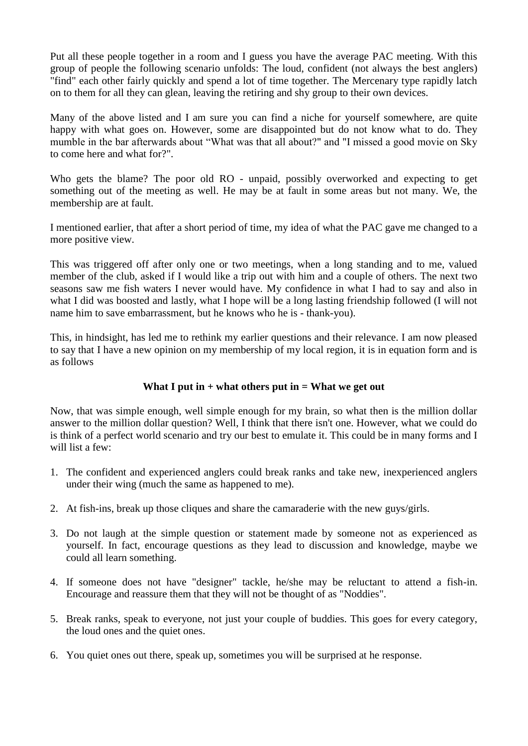Put all these people together in a room and I guess you have the average PAC meeting. With this group of people the following scenario unfolds: The loud, confident (not always the best anglers) "find" each other fairly quickly and spend a lot of time together. The Mercenary type rapidly latch on to them for all they can glean, leaving the retiring and shy group to their own devices.

Many of the above listed and I am sure you can find a niche for yourself somewhere, are quite happy with what goes on. However, some are disappointed but do not know what to do. They mumble in the bar afterwards about “What was that all about?" and "I missed a good movie on Sky to come here and what for?".

Who gets the blame? The poor old RO - unpaid, possibly overworked and expecting to get something out of the meeting as well. He may be at fault in some areas but not many. We, the membership are at fault.

I mentioned earlier, that after a short period of time, my idea of what the PAC gave me changed to a more positive view.

This was triggered off after only one or two meetings, when a long standing and to me, valued member of the club, asked if I would like a trip out with him and a couple of others. The next two seasons saw me fish waters I never would have. My confidence in what I had to say and also in what I did was boosted and lastly, what I hope will be a long lasting friendship followed (I will not name him to save embarrassment, but he knows who he is - thank-you).

This, in hindsight, has led me to rethink my earlier questions and their relevance. I am now pleased to say that I have a new opinion on my membership of my local region, it is in equation form and is as follows

**What I put in + what others put in = What we get out**

Now, that was simple enough, well simple enough for my brain, so what then is the million dollar answer to the million dollar question? Well, I think that there isn't one. However, what we could do is think of a perfect world scenario and try our best to emulate it. This could be in many forms and I will list a few:

1. The confident and experienced anglers could break ranks and take new, inexperienced anglers under their wing (much the same as happened to me).

2. At fish-ins, break up those cliques and share the camaraderie with the new guys/girls.

3. Do not laugh at the simple question or statement made by someone not as experienced as yourself. In fact, encourage questions as they lead to discussion and knowledge, maybe we could all learn something.

4. If someone does not have "designer" tackle, he/she may be reluctant to attend a fish-in. Encourage and reassure them that they will not be thought of as "Noddies".

5. Break ranks, speak to everyone, not just your couple of buddies. This goes for every category, the loud ones and the quiet ones.

6. You quiet ones out there, speak up, sometimes you will be surprised at he response.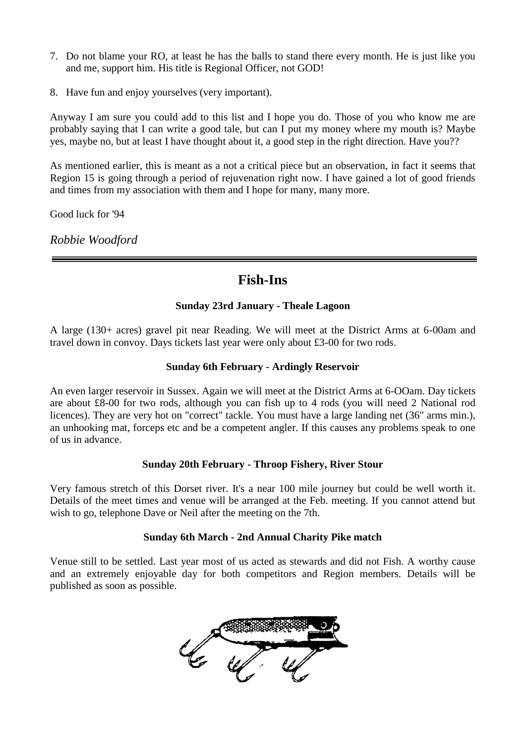7. Do not blame your RO, at least he has the balls to stand there every month. He is just like you and me, support him. His title is Regional Officer, not GOD!

8. Have fun and enjoy yourselves (very important).

Anyway I am sure you could add to this list and I hope you do. Those of you who know me are probably saying that I can write a good tale, but can I put my money where my mouth is? Maybe yes, maybe no, but at least I have thought about it, a good step in the right direction. Have you??

As mentioned earlier, this is meant as a not a critical piece but an observation, in fact it seems that Region 15 is going through a period of rejuvenation right now. I have gained a lot of good friends and times from my association with them and I hope for many, many more.

Good luck for '94

*Robbie Woodford*

---

## Fish-Ins

**Sunday 23rd January - Theale Lagoon**

A large (130+ acres) gravel pit near Reading. We will meet at the District Arms at 6-00am and travel down in convoy. Days tickets last year were only about £3-00 for two rods.

**Sunday 6th February - Ardingly Reservoir**

An even larger reservoir in Sussex. Again we will meet at the District Arms at 6-OOam. Day tickets are about £8-00 for two rods, although you can fish up to 4 rods (you will need 2 National rod licences). They are very hot on "correct" tackle. You must have a large landing net (36" arms min.), an unhooking mat, forceps etc and be a competent angler. If this causes any problems speak to one of us in advance.

**Sunday 20th February - Throop Fishery, River Stour**

Very famous stretch of this Dorset river. It's a near 100 mile journey but could be well worth it. Details of the meet times and venue will be arranged at the Feb. meeting. If you cannot attend but wish to go, telephone Dave or Neil after the meeting on the 7th.

**Sunday 6th March - 2nd Annual Charity Pike match**

Venue still to be settled. Last year most of us acted as stewards and did not Fish. A worthy cause and an extremely enjoyable day for both competitors and Region members. Details will be published as soon as possible.